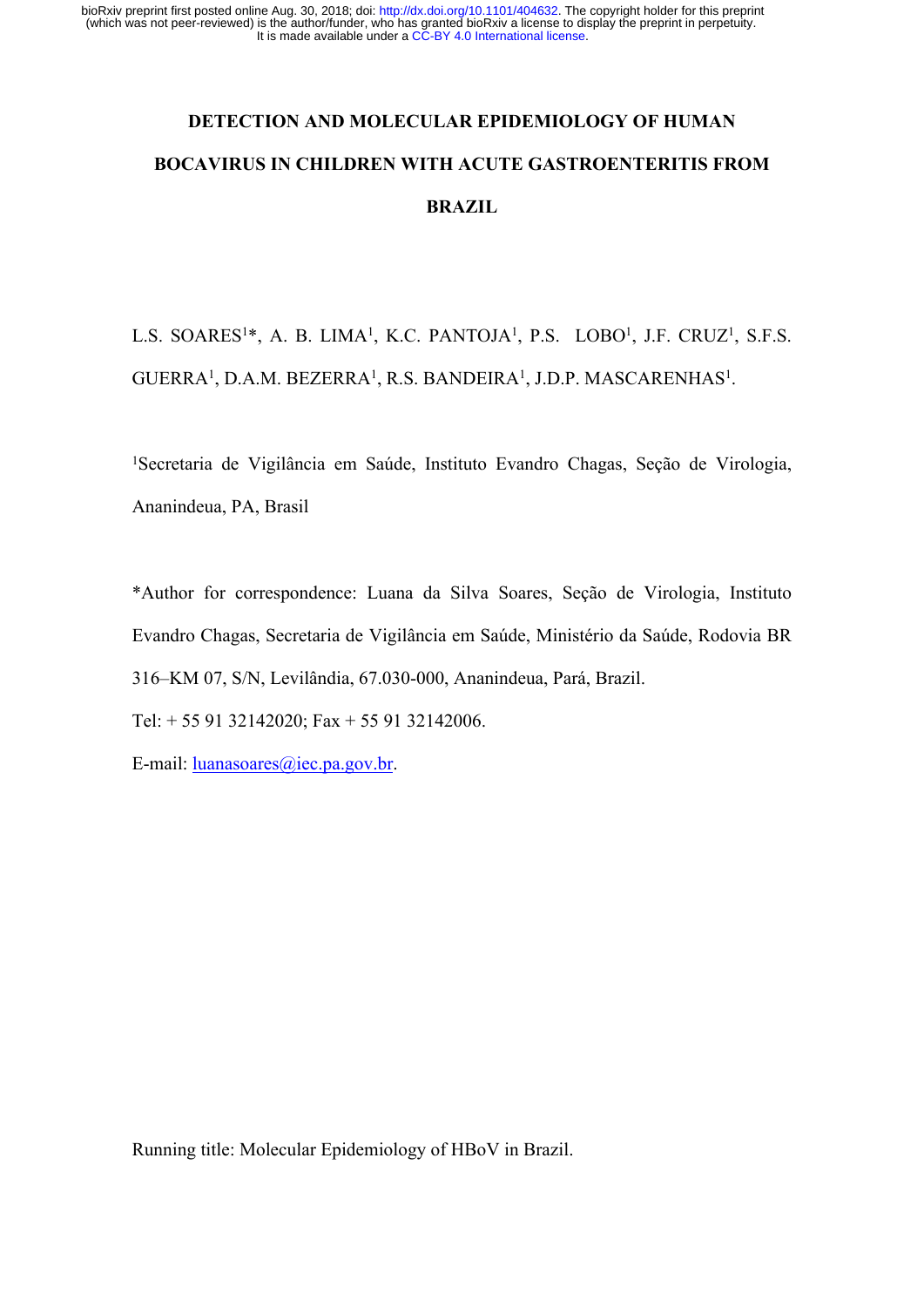# DETECTION AND MOLECULAR EPIDEMIOLOGY OF HUMAN BOCAVIRUS IN CHILDREN WITH ACUTE GASTROENTERITIS FROM BRAZIL

L.S. SOARES[1]*, A. B. LIMA[1], K.C. PANTOJA[1], P.S. LOBO[1], J.F. CRUZ[1], S.F.S. GUERRA[1], D.A.M. BEZERRA[1], R.S. BANDEIRA[1], J.D.P. MASCARENHAS[1].

[1]Secretaria de Vigilância em Saúde, Instituto Evandro Chagas, Seção de Virologia, Ananindeua, PA, Brasil

*Author for correspondence: Luana da Silva Soares, Seção de Virologia, Instituto Evandro Chagas, Secretaria de Vigilância em Saúde, Ministério da Saúde, Rodovia BR 316–KM 07, S/N, Levilândia, 67.030-000, Ananindeua, Pará, Brazil.

Tel: + 55 91 32142020; Fax + 55 91 32142006.

E-mail: luanasoares@iec.pa.gov.br.

Running title: Molecular Epidemiology of HBoV in Brazil.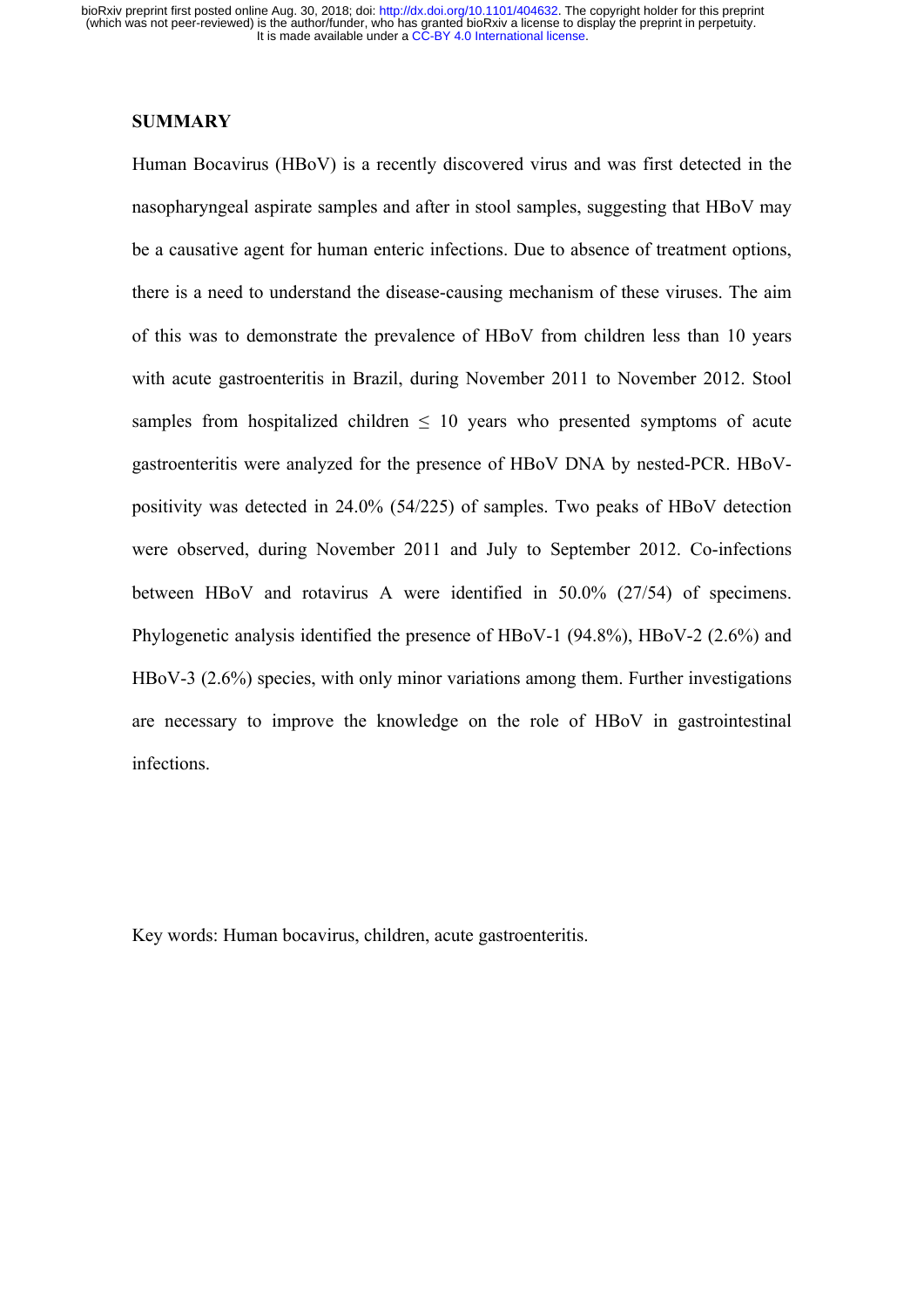## SUMMARY

Human Bocavirus (HBoV) is a recently discovered virus and was first detected in the nasopharyngeal aspirate samples and after in stool samples, suggesting that HBoV may be a causative agent for human enteric infections. Due to absence of treatment options, there is a need to understand the disease-causing mechanism of these viruses. The aim of this was to demonstrate the prevalence of HBoV from children less than 10 years with acute gastroenteritis in Brazil, during November 2011 to November 2012. Stool samples from hospitalized children $\leq$ 10 years who presented symptoms of acute gastroenteritis were analyzed for the presence of HBoV DNA by nested-PCR. HBoV-positivity was detected in 24.0% (54/225) of samples. Two peaks of HBoV detection were observed, during November 2011 and July to September 2012. Co-infections between HBoV and rotavirus A were identified in 50.0% (27/54) of specimens. Phylogenetic analysis identified the presence of HBoV-1 (94.8%), HBoV-2 (2.6%) and HBoV-3 (2.6%) species, with only minor variations among them. Further investigations are necessary to improve the knowledge on the role of HBoV in gastrointestinal infections.

Key words: Human bocavirus, children, acute gastroenteritis.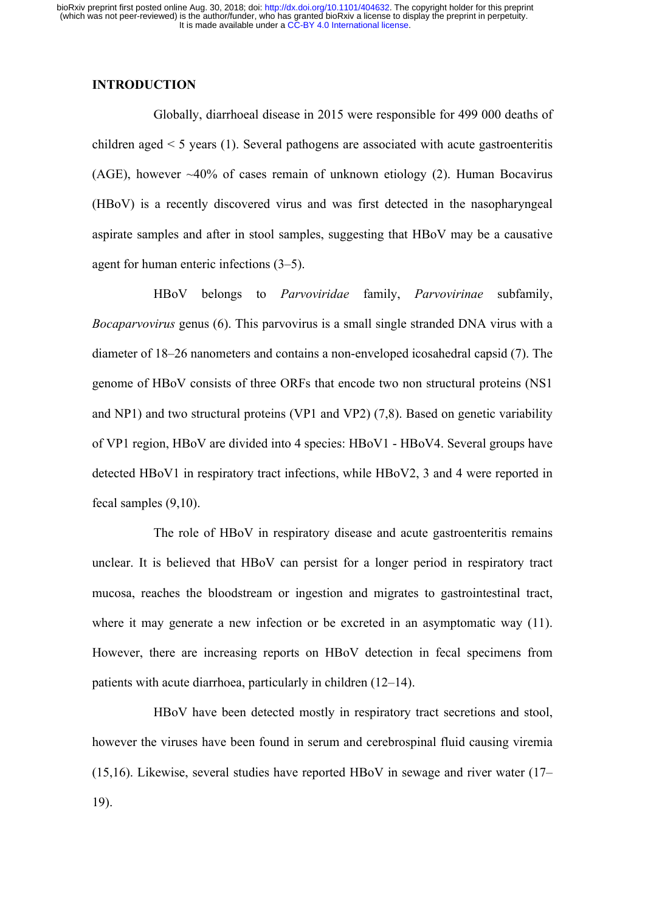## INTRODUCTION

Globally, diarrhoeal disease in 2015 were responsible for 499 000 deaths of children aged < 5 years (1). Several pathogens are associated with acute gastroenteritis (AGE), however ~40% of cases remain of unknown etiology (2). Human Bocavirus (HBoV) is a recently discovered virus and was first detected in the nasopharyngeal aspirate samples and after in stool samples, suggesting that HBoV may be a causative agent for human enteric infections (3–5).

HBoV belongs to *Parvoviridae* family, *Parvovirinae* subfamily, *Bocaparvovirus* genus (6). This parvovirus is a small single stranded DNA virus with a diameter of 18–26 nanometers and contains a non-enveloped icosahedral capsid (7). The genome of HBoV consists of three ORFs that encode two non structural proteins (NS1 and NP1) and two structural proteins (VP1 and VP2) (7,8). Based on genetic variability of VP1 region, HBoV are divided into 4 species: HBoV1 - HBoV4. Several groups have detected HBoV1 in respiratory tract infections, while HBoV2, 3 and 4 were reported in fecal samples (9,10).

The role of HBoV in respiratory disease and acute gastroenteritis remains unclear. It is believed that HBoV can persist for a longer period in respiratory tract mucosa, reaches the bloodstream or ingestion and migrates to gastrointestinal tract, where it may generate a new infection or be excreted in an asymptomatic way (11). However, there are increasing reports on HBoV detection in fecal specimens from patients with acute diarrhoea, particularly in children (12–14).

HBoV have been detected mostly in respiratory tract secretions and stool, however the viruses have been found in serum and cerebrospinal fluid causing viremia (15,16). Likewise, several studies have reported HBoV in sewage and river water (17–19).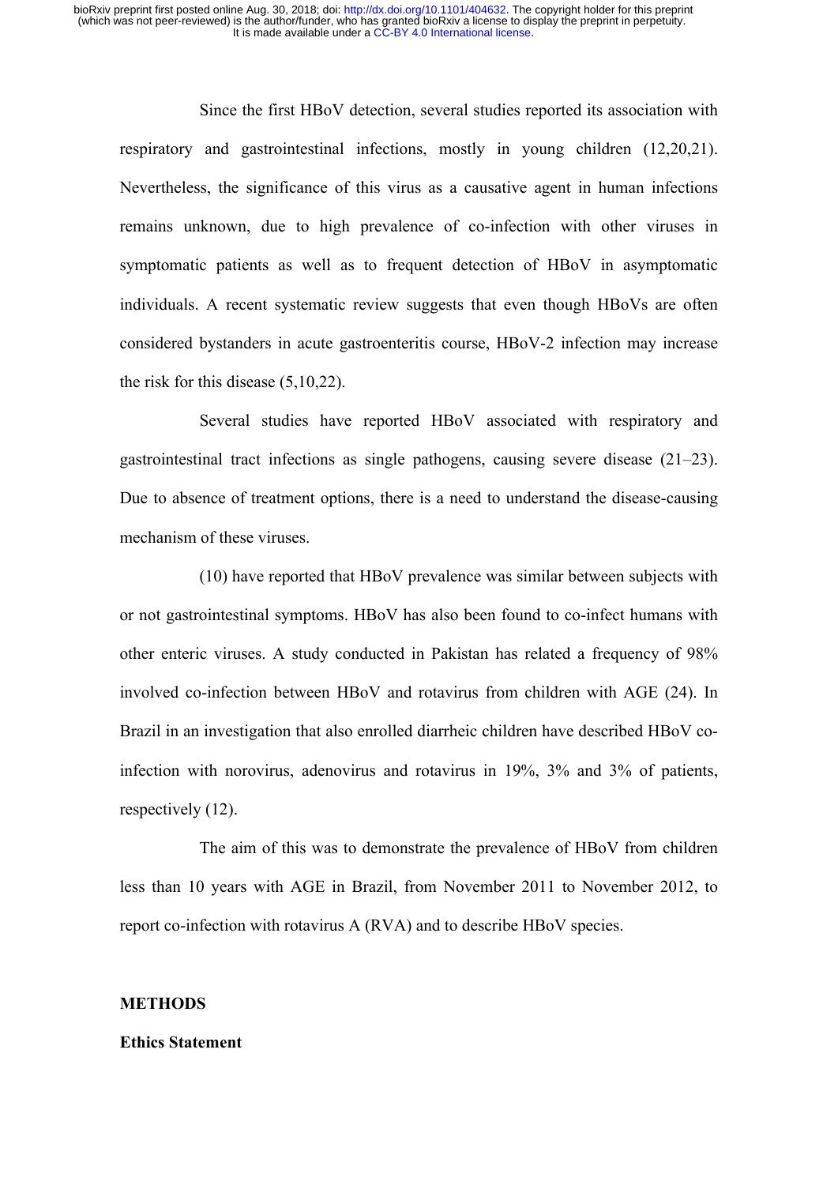Since the first HBoV detection, several studies reported its association with respiratory and gastrointestinal infections, mostly in young children (12,20,21). Nevertheless, the significance of this virus as a causative agent in human infections remains unknown, due to high prevalence of co-infection with other viruses in symptomatic patients as well as to frequent detection of HBoV in asymptomatic individuals. A recent systematic review suggests that even though HBoVs are often considered bystanders in acute gastroenteritis course, HBoV-2 infection may increase the risk for this disease (5,10,22).

Several studies have reported HBoV associated with respiratory and gastrointestinal tract infections as single pathogens, causing severe disease (21–23). Due to absence of treatment options, there is a need to understand the disease-causing mechanism of these viruses.

(10) have reported that HBoV prevalence was similar between subjects with or not gastrointestinal symptoms. HBoV has also been found to co-infect humans with other enteric viruses. A study conducted in Pakistan has related a frequency of 98% involved co-infection between HBoV and rotavirus from children with AGE (24). In Brazil in an investigation that also enrolled diarrheic children have described HBoV co-infection with norovirus, adenovirus and rotavirus in 19%, 3% and 3% of patients, respectively (12).

The aim of this was to demonstrate the prevalence of HBoV from children less than 10 years with AGE in Brazil, from November 2011 to November 2012, to report co-infection with rotavirus A (RVA) and to describe HBoV species.

## METHODS

### Ethics Statement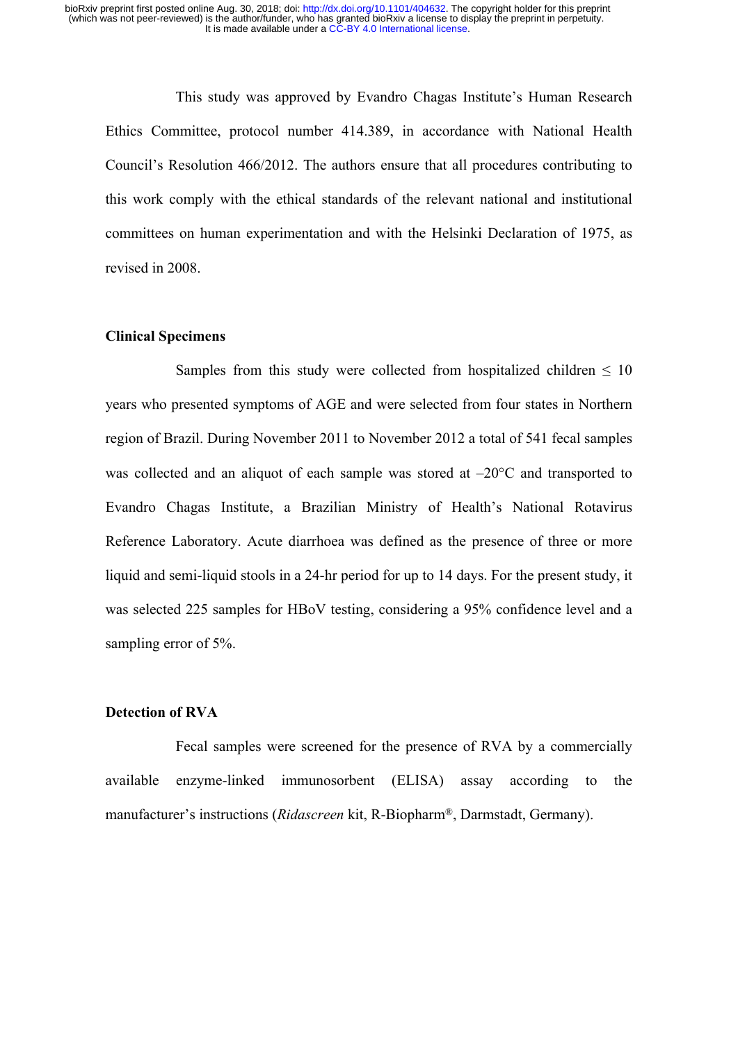This study was approved by Evandro Chagas Institute's Human Research Ethics Committee, protocol number 414.389, in accordance with National Health Council's Resolution 466/2012. The authors ensure that all procedures contributing to this work comply with the ethical standards of the relevant national and institutional committees on human experimentation and with the Helsinki Declaration of 1975, as revised in 2008.

**Clinical Specimens**

Samples from this study were collected from hospitalized children ≤ 10 years who presented symptoms of AGE and were selected from four states in Northern region of Brazil. During November 2011 to November 2012 a total of 541 fecal samples was collected and an aliquot of each sample was stored at –20°C and transported to Evandro Chagas Institute, a Brazilian Ministry of Health's National Rotavirus Reference Laboratory. Acute diarrhoea was defined as the presence of three or more liquid and semi-liquid stools in a 24-hr period for up to 14 days. For the present study, it was selected 225 samples for HBoV testing, considering a 95% confidence level and a sampling error of 5%.

**Detection of RVA**

Fecal samples were screened for the presence of RVA by a commercially available enzyme-linked immunosorbent (ELISA) assay according to the manufacturer's instructions (*Ridascreen* kit, R-Biopharm®, Darmstadt, Germany).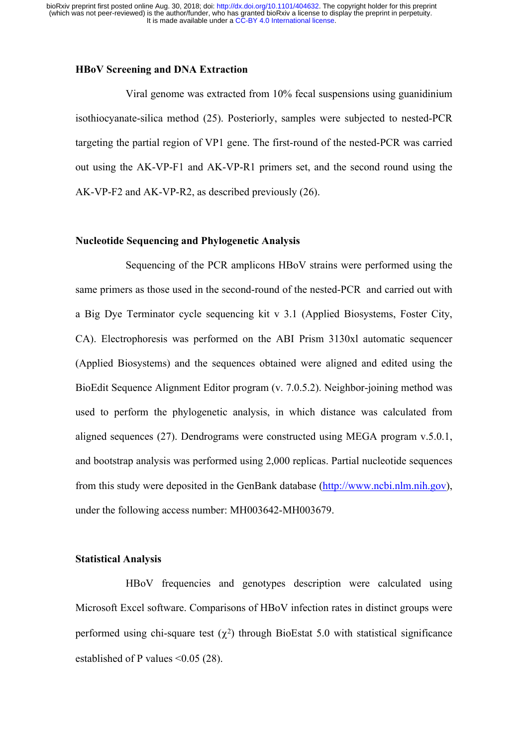### HBoV Screening and DNA Extraction

Viral genome was extracted from 10% fecal suspensions using guanidinium isothiocyanate-silica method (25). Posteriorly, samples were subjected to nested-PCR targeting the partial region of VP1 gene. The first-round of the nested-PCR was carried out using the AK-VP-F1 and AK-VP-R1 primers set, and the second round using the AK-VP-F2 and AK-VP-R2, as described previously (26).

### Nucleotide Sequencing and Phylogenetic Analysis

Sequencing of the PCR amplicons HBoV strains were performed using the same primers as those used in the second-round of the nested-PCR and carried out with a Big Dye Terminator cycle sequencing kit v 3.1 (Applied Biosystems, Foster City, CA). Electrophoresis was performed on the ABI Prism 3130xl automatic sequencer (Applied Biosystems) and the sequences obtained were aligned and edited using the BioEdit Sequence Alignment Editor program (v. 7.0.5.2). Neighbor-joining method was used to perform the phylogenetic analysis, in which distance was calculated from aligned sequences (27). Dendrograms were constructed using MEGA program v.5.0.1, and bootstrap analysis was performed using 2,000 replicas. Partial nucleotide sequences from this study were deposited in the GenBank database (http://www.ncbi.nlm.nih.gov), under the following access number: MH003642-MH003679.

### Statistical Analysis

HBoV frequencies and genotypes description were calculated using Microsoft Excel software. Comparisons of HBoV infection rates in distinct groups were performed using chi-square test ($\chi^2$) through BioEstat 5.0 with statistical significance established of P values <0.05 (28).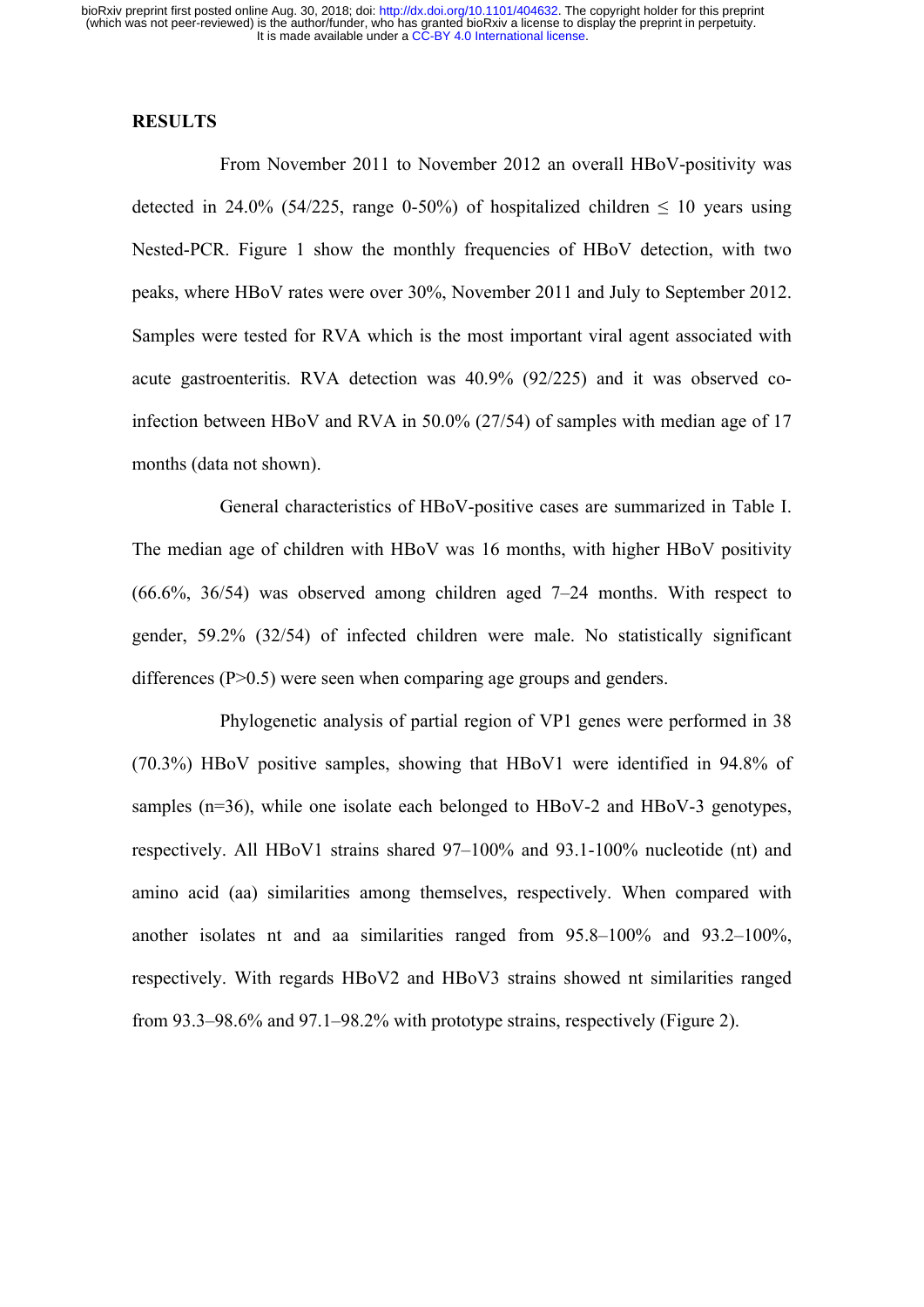**RESULTS**

From November 2011 to November 2012 an overall HBoV-positivity was detected in 24.0% (54/225, range 0-50%) of hospitalized children ≤ 10 years using Nested-PCR. Figure 1 show the monthly frequencies of HBoV detection, with two peaks, where HBoV rates were over 30%, November 2011 and July to September 2012. Samples were tested for RVA which is the most important viral agent associated with acute gastroenteritis. RVA detection was 40.9% (92/225) and it was observed co-infection between HBoV and RVA in 50.0% (27/54) of samples with median age of 17 months (data not shown).

General characteristics of HBoV-positive cases are summarized in Table I. The median age of children with HBoV was 16 months, with higher HBoV positivity (66.6%, 36/54) was observed among children aged 7–24 months. With respect to gender, 59.2% (32/54) of infected children were male. No statistically significant differences ($P>0.5$) were seen when comparing age groups and genders.

Phylogenetic analysis of partial region of VP1 genes were performed in 38 (70.3%) HBoV positive samples, showing that HBoV1 were identified in 94.8% of samples (n=36), while one isolate each belonged to HBoV-2 and HBoV-3 genotypes, respectively. All HBoV1 strains shared 97–100% and 93.1-100% nucleotide (nt) and amino acid (aa) similarities among themselves, respectively. When compared with another isolates nt and aa similarities ranged from 95.8–100% and 93.2–100%, respectively. With regards HBoV2 and HBoV3 strains showed nt similarities ranged from 93.3–98.6% and 97.1–98.2% with prototype strains, respectively (Figure 2).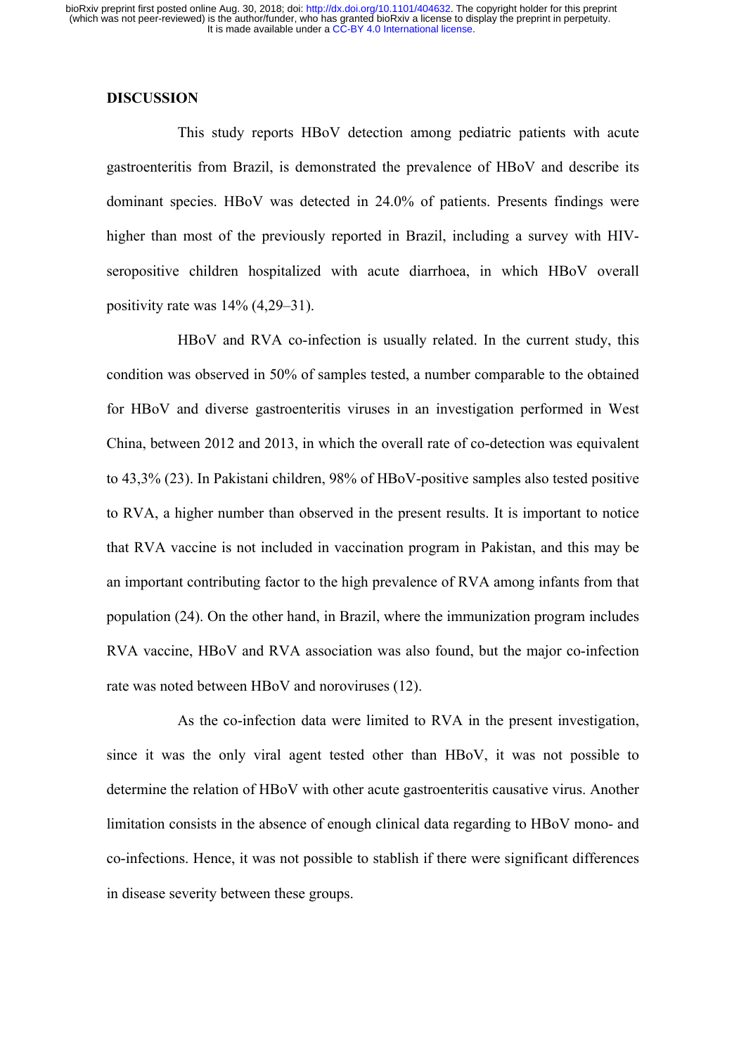**DISCUSSION**

This study reports HBoV detection among pediatric patients with acute gastroenteritis from Brazil, is demonstrated the prevalence of HBoV and describe its dominant species. HBoV was detected in 24.0% of patients. Presents findings were higher than most of the previously reported in Brazil, including a survey with HIV-seropositive children hospitalized with acute diarrhoea, in which HBoV overall positivity rate was 14% (4,29–31).

HBoV and RVA co-infection is usually related. In the current study, this condition was observed in 50% of samples tested, a number comparable to the obtained for HBoV and diverse gastroenteritis viruses in an investigation performed in West China, between 2012 and 2013, in which the overall rate of co-detection was equivalent to 43,3% (23). In Pakistani children, 98% of HBoV-positive samples also tested positive to RVA, a higher number than observed in the present results. It is important to notice that RVA vaccine is not included in vaccination program in Pakistan, and this may be an important contributing factor to the high prevalence of RVA among infants from that population (24). On the other hand, in Brazil, where the immunization program includes RVA vaccine, HBoV and RVA association was also found, but the major co-infection rate was noted between HBoV and noroviruses (12).

As the co-infection data were limited to RVA in the present investigation, since it was the only viral agent tested other than HBoV, it was not possible to determine the relation of HBoV with other acute gastroenteritis causative virus. Another limitation consists in the absence of enough clinical data regarding to HBoV mono- and co-infections. Hence, it was not possible to stablish if there were significant differences in disease severity between these groups.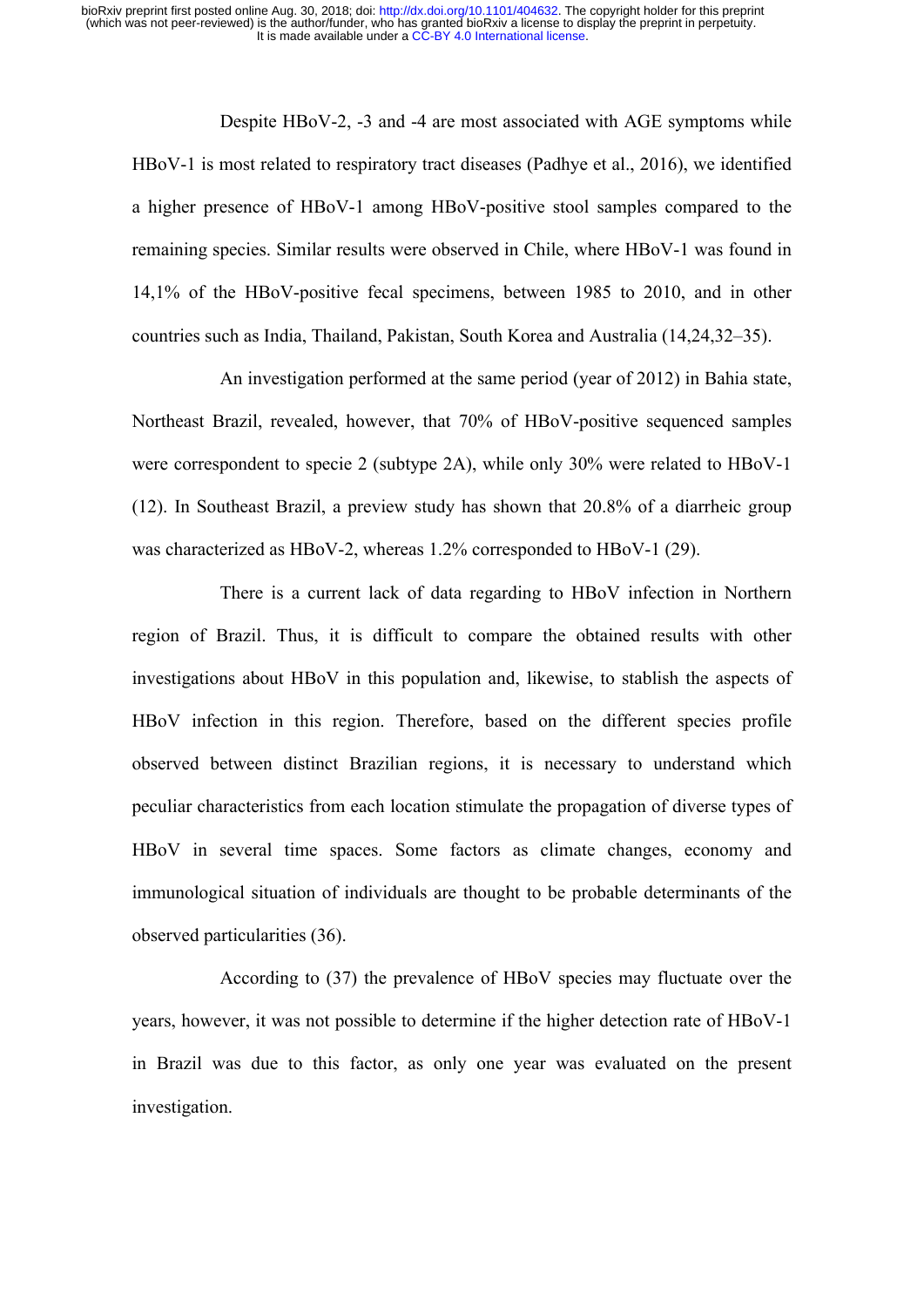Despite HBoV-2, -3 and -4 are most associated with AGE symptoms while HBoV-1 is most related to respiratory tract diseases (Padhye et al., 2016), we identified a higher presence of HBoV-1 among HBoV-positive stool samples compared to the remaining species. Similar results were observed in Chile, where HBoV-1 was found in 14,1% of the HBoV-positive fecal specimens, between 1985 to 2010, and in other countries such as India, Thailand, Pakistan, South Korea and Australia (14,24,32–35).

An investigation performed at the same period (year of 2012) in Bahia state, Northeast Brazil, revealed, however, that 70% of HBoV-positive sequenced samples were correspondent to specie 2 (subtype 2A), while only 30% were related to HBoV-1 (12). In Southeast Brazil, a preview study has shown that 20.8% of a diarrheic group was characterized as HBoV-2, whereas 1.2% corresponded to HBoV-1 (29).

There is a current lack of data regarding to HBoV infection in Northern region of Brazil. Thus, it is difficult to compare the obtained results with other investigations about HBoV in this population and, likewise, to stablish the aspects of HBoV infection in this region. Therefore, based on the different species profile observed between distinct Brazilian regions, it is necessary to understand which peculiar characteristics from each location stimulate the propagation of diverse types of HBoV in several time spaces. Some factors as climate changes, economy and immunological situation of individuals are thought to be probable determinants of the observed particularities (36).

According to (37) the prevalence of HBoV species may fluctuate over the years, however, it was not possible to determine if the higher detection rate of HBoV-1 in Brazil was due to this factor, as only one year was evaluated on the present investigation.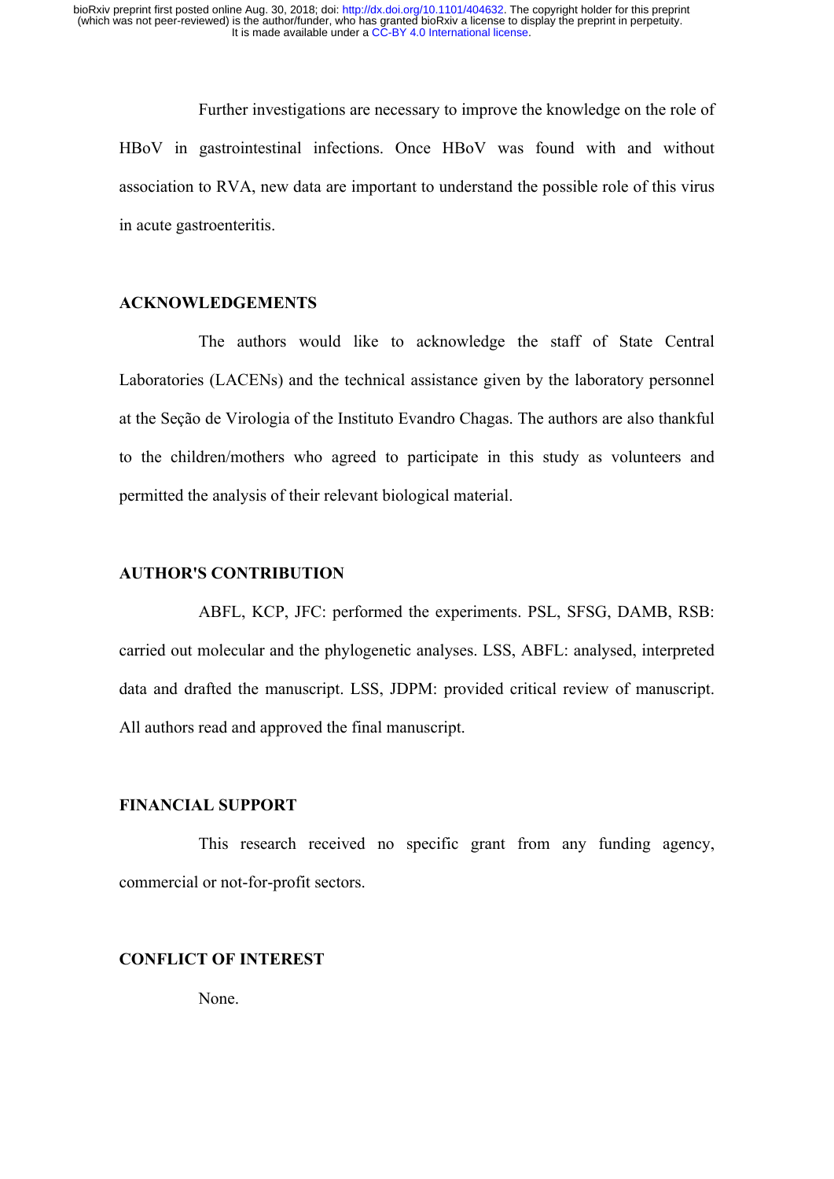Further investigations are necessary to improve the knowledge on the role of HBoV in gastrointestinal infections. Once HBoV was found with and without association to RVA, new data are important to understand the possible role of this virus in acute gastroenteritis.

## ACKNOWLEDGEMENTS

The authors would like to acknowledge the staff of State Central Laboratories (LACENs) and the technical assistance given by the laboratory personnel at the Seção de Virologia of the Instituto Evandro Chagas. The authors are also thankful to the children/mothers who agreed to participate in this study as volunteers and permitted the analysis of their relevant biological material.

## AUTHOR'S CONTRIBUTION

ABFL, KCP, JFC: performed the experiments. PSL, SFSG, DAMB, RSB: carried out molecular and the phylogenetic analyses. LSS, ABFL: analysed, interpreted data and drafted the manuscript. LSS, JDPM: provided critical review of manuscript. All authors read and approved the final manuscript.

## FINANCIAL SUPPORT

This research received no specific grant from any funding agency, commercial or not-for-profit sectors.

## CONFLICT OF INTEREST

None.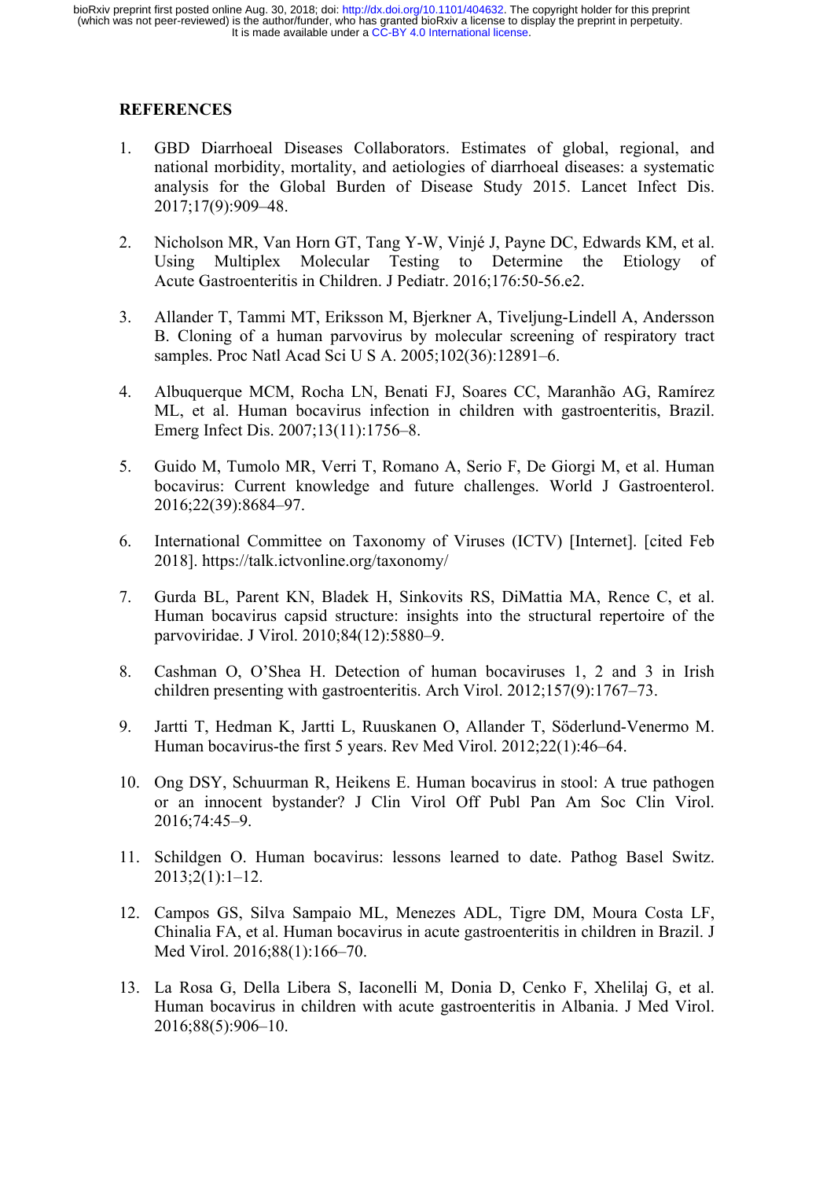## REFERENCES

1. GBD Diarrhoeal Diseases Collaborators. Estimates of global, regional, and national morbidity, mortality, and aetiologies of diarrhoeal diseases: a systematic analysis for the Global Burden of Disease Study 2015. Lancet Infect Dis. 2017;17(9):909–48.

2. Nicholson MR, Van Horn GT, Tang Y-W, Vinjé J, Payne DC, Edwards KM, et al. Using Multiplex Molecular Testing to Determine the Etiology of Acute Gastroenteritis in Children. J Pediatr. 2016;176:50-56.e2.

3. Allander T, Tammi MT, Eriksson M, Bjerkner A, Tiveljung-Lindell A, Andersson B. Cloning of a human parvovirus by molecular screening of respiratory tract samples. Proc Natl Acad Sci U S A. 2005;102(36):12891–6.

4. Albuquerque MCM, Rocha LN, Benati FJ, Soares CC, Maranhão AG, Ramírez ML, et al. Human bocavirus infection in children with gastroenteritis, Brazil. Emerg Infect Dis. 2007;13(11):1756–8.

5. Guido M, Tumolo MR, Verri T, Romano A, Serio F, De Giorgi M, et al. Human bocavirus: Current knowledge and future challenges. World J Gastroenterol. 2016;22(39):8684–97.

6. International Committee on Taxonomy of Viruses (ICTV) [Internet]. [cited Feb 2018]. https://talk.ictvonline.org/taxonomy/

7. Gurda BL, Parent KN, Bladek H, Sinkovits RS, DiMattia MA, Rence C, et al. Human bocavirus capsid structure: insights into the structural repertoire of the parvoviridae. J Virol. 2010;84(12):5880–9.

8. Cashman O, O'Shea H. Detection of human bocaviruses 1, 2 and 3 in Irish children presenting with gastroenteritis. Arch Virol. 2012;157(9):1767–73.

9. Jartti T, Hedman K, Jartti L, Ruuskanen O, Allander T, Söderlund-Venermo M. Human bocavirus-the first 5 years. Rev Med Virol. 2012;22(1):46–64.

10. Ong DSY, Schuurman R, Heikens E. Human bocavirus in stool: A true pathogen or an innocent bystander? J Clin Virol Off Publ Pan Am Soc Clin Virol. 2016;74:45–9.

11. Schildgen O. Human bocavirus: lessons learned to date. Pathog Basel Switz. 2013;2(1):1–12.

12. Campos GS, Silva Sampaio ML, Menezes ADL, Tigre DM, Moura Costa LF, Chinalia FA, et al. Human bocavirus in acute gastroenteritis in children in Brazil. J Med Virol. 2016;88(1):166–70.

13. La Rosa G, Della Libera S, Iaconelli M, Donia D, Cenko F, Xhelilaj G, et al. Human bocavirus in children with acute gastroenteritis in Albania. J Med Virol. 2016;88(5):906–10.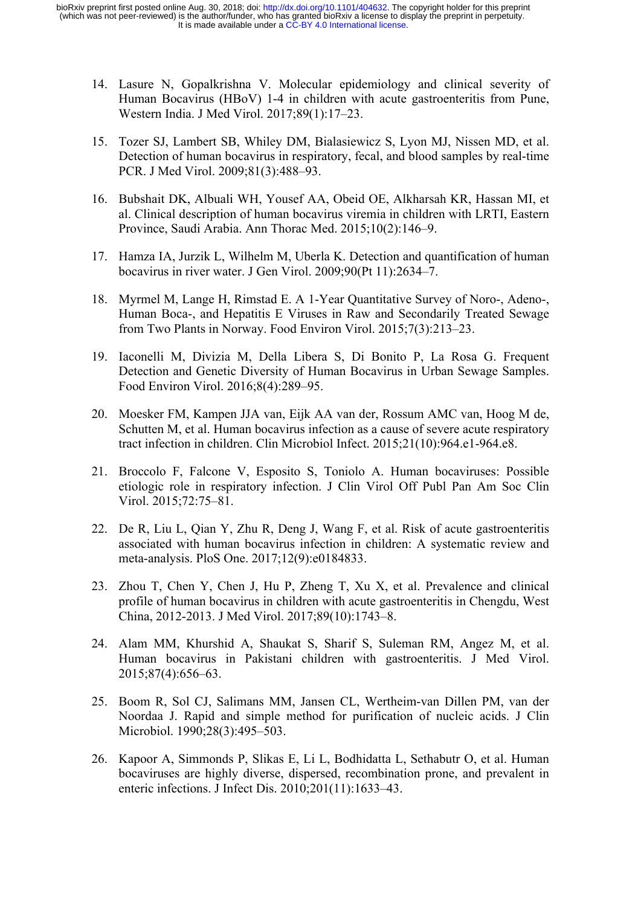14. Lasure N, Gopalkrishna V. Molecular epidemiology and clinical severity of Human Bocavirus (HBoV) 1-4 in children with acute gastroenteritis from Pune, Western India. J Med Virol. 2017;89(1):17–23.

15. Tozer SJ, Lambert SB, Whiley DM, Bialasiewicz S, Lyon MJ, Nissen MD, et al. Detection of human bocavirus in respiratory, fecal, and blood samples by real-time PCR. J Med Virol. 2009;81(3):488–93.

16. Bubshait DK, Albuali WH, Yousef AA, Obeid OE, Alkharsah KR, Hassan MI, et al. Clinical description of human bocavirus viremia in children with LRTI, Eastern Province, Saudi Arabia. Ann Thorac Med. 2015;10(2):146–9.

17. Hamza IA, Jurzik L, Wilhelm M, Uberla K. Detection and quantification of human bocavirus in river water. J Gen Virol. 2009;90(Pt 11):2634–7.

18. Myrmel M, Lange H, Rimstad E. A 1-Year Quantitative Survey of Noro-, Adeno-, Human Boca-, and Hepatitis E Viruses in Raw and Secondarily Treated Sewage from Two Plants in Norway. Food Environ Virol. 2015;7(3):213–23.

19. Iaconelli M, Divizia M, Della Libera S, Di Bonito P, La Rosa G. Frequent Detection and Genetic Diversity of Human Bocavirus in Urban Sewage Samples. Food Environ Virol. 2016;8(4):289–95.

20. Moesker FM, Kampen JJA van, Eijk AA van der, Rossum AMC van, Hoog M de, Schutten M, et al. Human bocavirus infection as a cause of severe acute respiratory tract infection in children. Clin Microbiol Infect. 2015;21(10):964.e1-964.e8.

21. Broccolo F, Falcone V, Esposito S, Toniolo A. Human bocaviruses: Possible etiologic role in respiratory infection. J Clin Virol Off Publ Pan Am Soc Clin Virol. 2015;72:75–81.

22. De R, Liu L, Qian Y, Zhu R, Deng J, Wang F, et al. Risk of acute gastroenteritis associated with human bocavirus infection in children: A systematic review and meta-analysis. PloS One. 2017;12(9):e0184833.

23. Zhou T, Chen Y, Chen J, Hu P, Zheng T, Xu X, et al. Prevalence and clinical profile of human bocavirus in children with acute gastroenteritis in Chengdu, West China, 2012-2013. J Med Virol. 2017;89(10):1743–8.

24. Alam MM, Khurshid A, Shaukat S, Sharif S, Suleman RM, Angez M, et al. Human bocavirus in Pakistani children with gastroenteritis. J Med Virol. 2015;87(4):656–63.

25. Boom R, Sol CJ, Salimans MM, Jansen CL, Wertheim-van Dillen PM, van der Noordaa J. Rapid and simple method for purification of nucleic acids. J Clin Microbiol. 1990;28(3):495–503.

26. Kapoor A, Simmonds P, Slikas E, Li L, Bodhidatta L, Sethabutr O, et al. Human bocaviruses are highly diverse, dispersed, recombination prone, and prevalent in enteric infections. J Infect Dis. 2010;201(11):1633–43.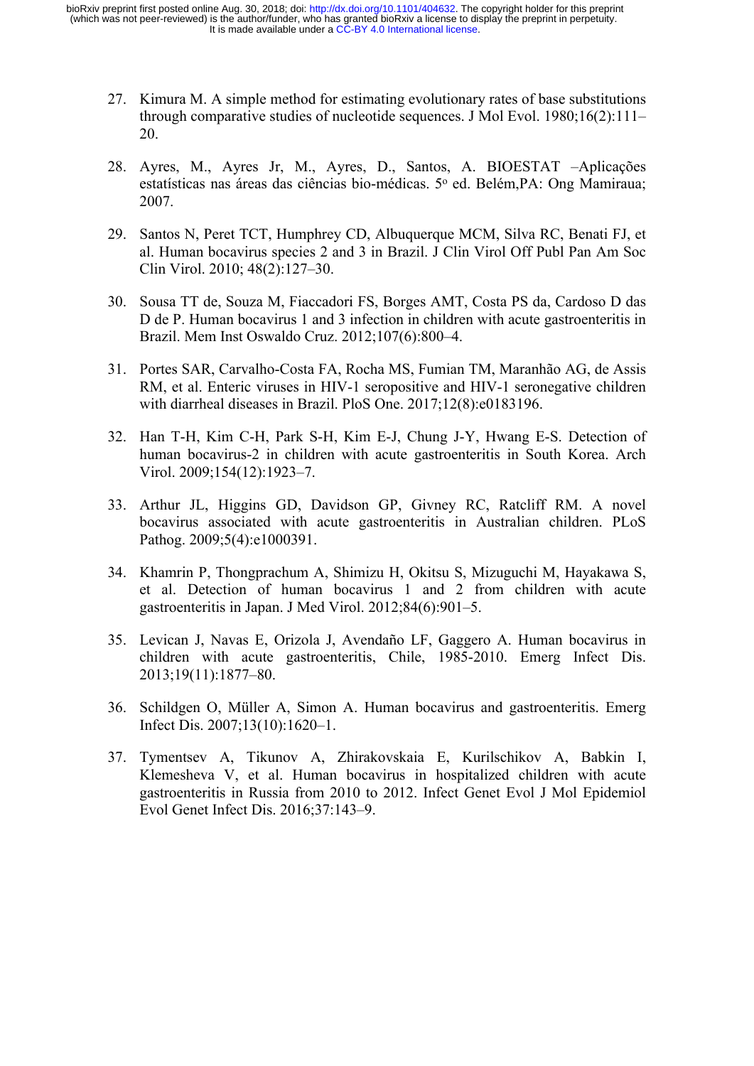27. Kimura M. A simple method for estimating evolutionary rates of base substitutions through comparative studies of nucleotide sequences. J Mol Evol. 1980;16(2):111–20.

28. Ayres, M., Ayres Jr, M., Ayres, D., Santos, A. BIOESTAT –Aplicações estatísticas nas áreas das ciências bio-médicas. 5º ed. Belém,PA: Ong Mamiraua; 2007.

29. Santos N, Peret TCT, Humphrey CD, Albuquerque MCM, Silva RC, Benati FJ, et al. Human bocavirus species 2 and 3 in Brazil. J Clin Virol Off Publ Pan Am Soc Clin Virol. 2010; 48(2):127–30.

30. Sousa TT de, Souza M, Fiaccadori FS, Borges AMT, Costa PS da, Cardoso D das D de P. Human bocavirus 1 and 3 infection in children with acute gastroenteritis in Brazil. Mem Inst Oswaldo Cruz. 2012;107(6):800–4.

31. Portes SAR, Carvalho-Costa FA, Rocha MS, Fumian TM, Maranhão AG, de Assis RM, et al. Enteric viruses in HIV-1 seropositive and HIV-1 seronegative children with diarrheal diseases in Brazil. PloS One. 2017;12(8):e0183196.

32. Han T-H, Kim C-H, Park S-H, Kim E-J, Chung J-Y, Hwang E-S. Detection of human bocavirus-2 in children with acute gastroenteritis in South Korea. Arch Virol. 2009;154(12):1923–7.

33. Arthur JL, Higgins GD, Davidson GP, Givney RC, Ratcliff RM. A novel bocavirus associated with acute gastroenteritis in Australian children. PLoS Pathog. 2009;5(4):e1000391.

34. Khamrin P, Thongprachum A, Shimizu H, Okitsu S, Mizuguchi M, Hayakawa S, et al. Detection of human bocavirus 1 and 2 from children with acute gastroenteritis in Japan. J Med Virol. 2012;84(6):901–5.

35. Levican J, Navas E, Orizola J, Avendaño LF, Gaggero A. Human bocavirus in children with acute gastroenteritis, Chile, 1985-2010. Emerg Infect Dis. 2013;19(11):1877–80.

36. Schildgen O, Müller A, Simon A. Human bocavirus and gastroenteritis. Emerg Infect Dis. 2007;13(10):1620–1.

37. Tymentsev A, Tikunov A, Zhirakovskaia E, Kurilschikov A, Babkin I, Klemesheva V, et al. Human bocavirus in hospitalized children with acute gastroenteritis in Russia from 2010 to 2012. Infect Genet Evol J Mol Epidemiol Evol Genet Infect Dis. 2016;37:143–9.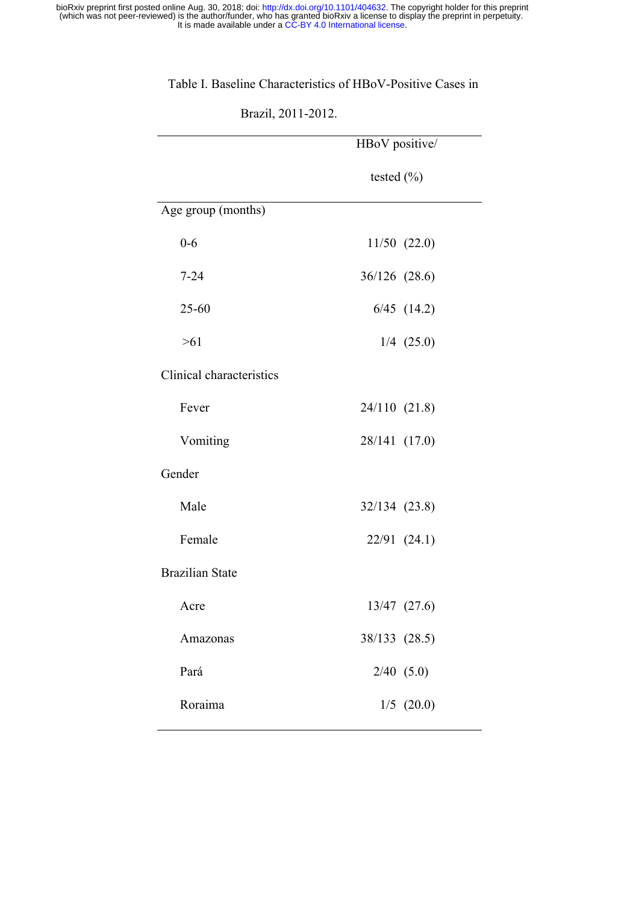Table I. Baseline Characteristics of HBoV-Positive Cases in Brazil, 2011-2012.

| | HBoV positive/ tested (%) |
|---|---|
| Age group (months) | |
| 0-6 | 11/50 (22.0) |
| 7-24 | 36/126 (28.6) |
| 25-60 | 6/45 (14.2) |
| >61 | 1/4 (25.0) |
| Clinical characteristics | |
| Fever | 24/110 (21.8) |
| Vomiting | 28/141 (17.0) |
| Gender | |
| Male | 32/134 (23.8) |
| Female | 22/91 (24.1) |
| Brazilian State | |
| Acre | 13/47 (27.6) |
| Amazonas | 38/133 (28.5) |
| Pará | 2/40 (5.0) |
| Roraima | 1/5 (20.0) |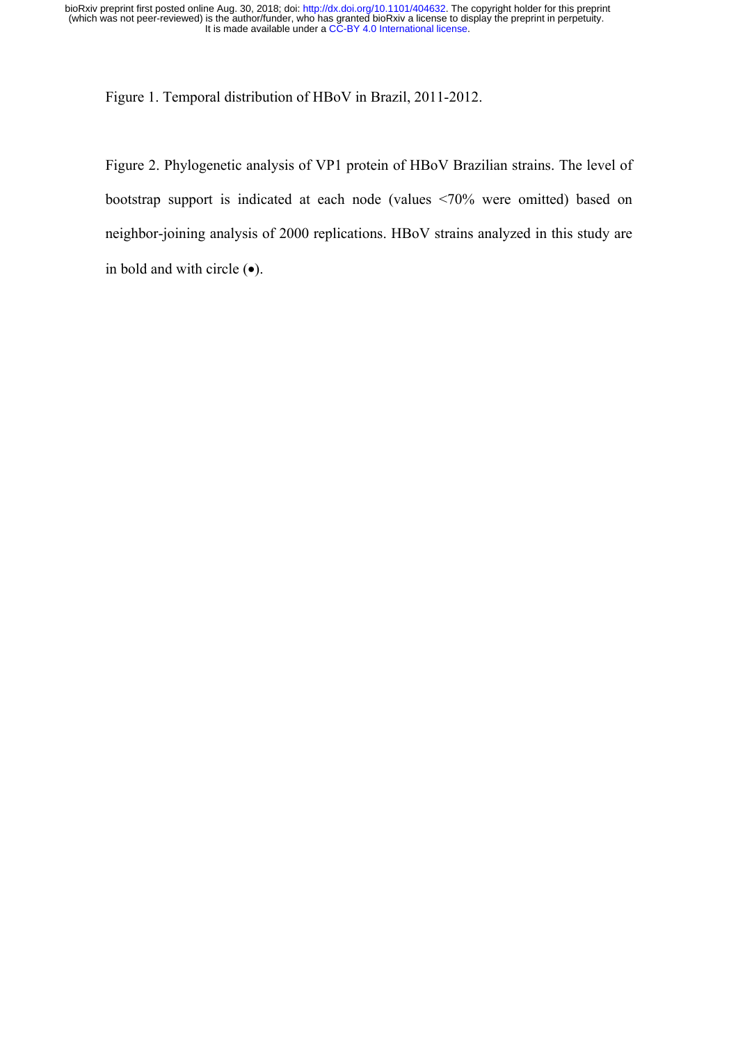Figure 1. Temporal distribution of HBoV in Brazil, 2011-2012.

Figure 2. Phylogenetic analysis of VP1 protein of HBoV Brazilian strains. The level of bootstrap support is indicated at each node (values <70% were omitted) based on neighbor-joining analysis of 2000 replications. HBoV strains analyzed in this study are in bold and with circle (•).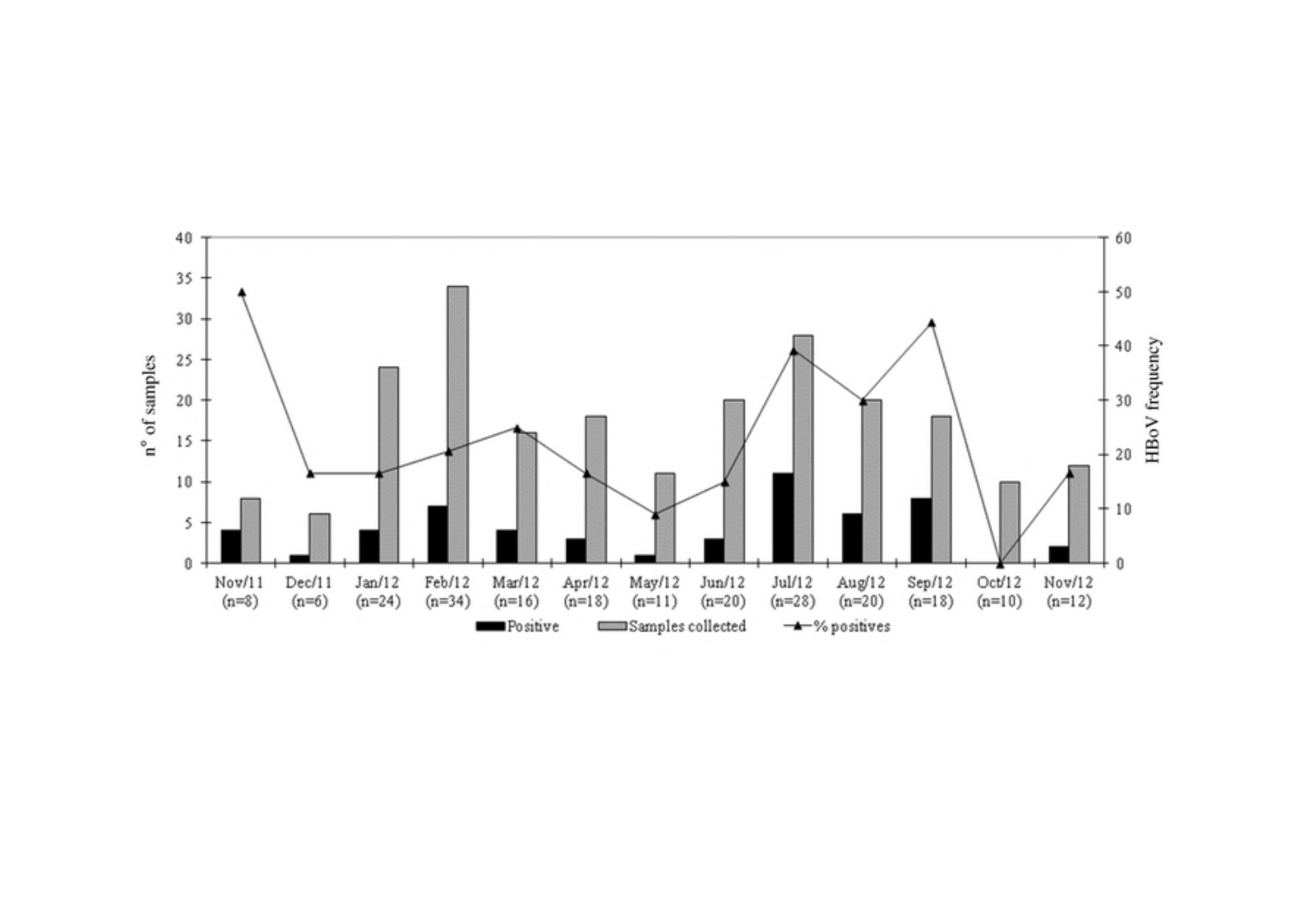n° of samples

HBoV frequency

| Nov/11 (n=8) | Dec/11 (n=6) | Jan/12 (n=24) | Feb/12 (n=34) | Mar/12 (n=16) | Apr/12 (n=18) | May/12 (n=11) | Jun/12 (n=20) | Jul/12 (n=28) | Aug/12 (n=20) | Sep/12 (n=18) | Oct/12 (n=10) | Nov/12 (n=12) |
|---|---|---|---|---|---|---|---|---|---|---|---|---|

Positive | Samples collected | % positives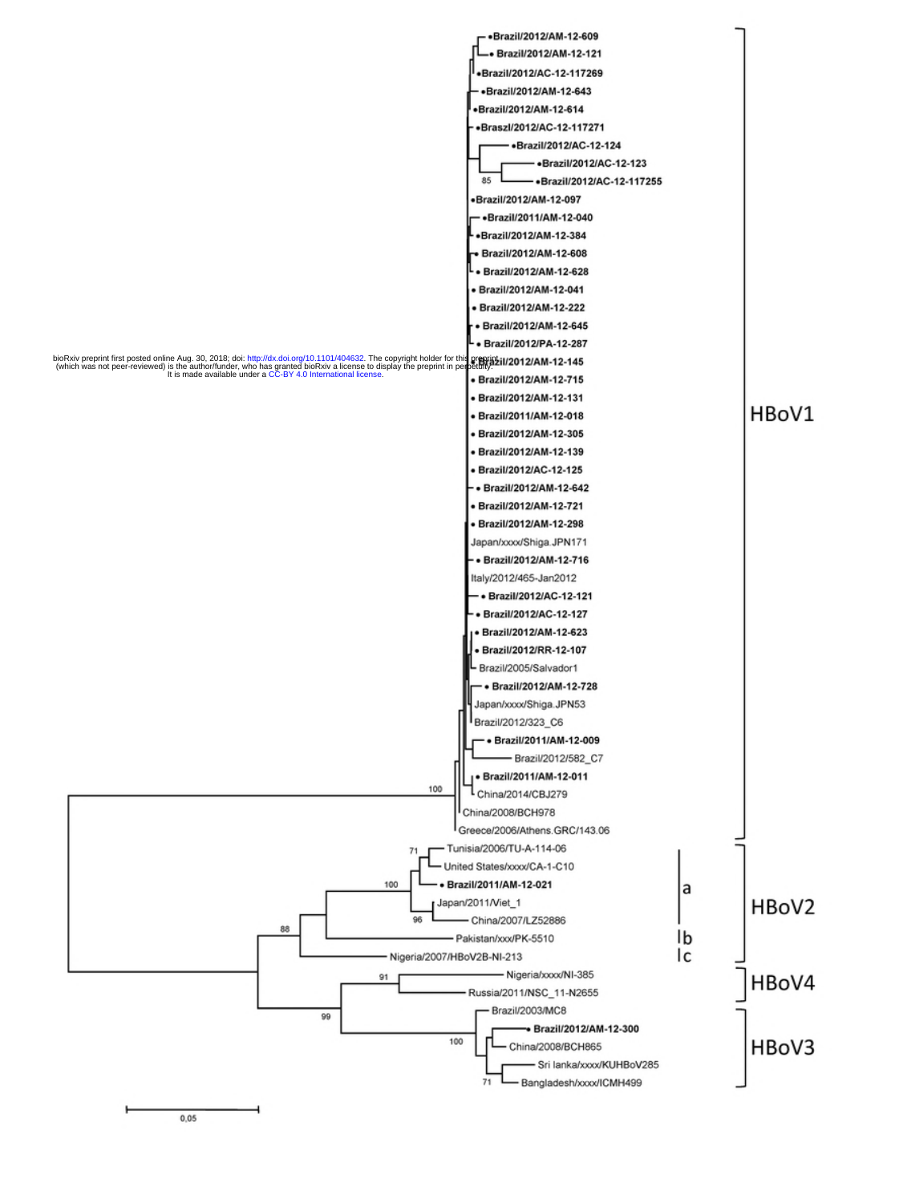•Brazil/2012/AM-12-609
• Brazil/2012/AM-12-121
•Brazil/2012/AC-12-117269
•Brazil/2012/AM-12-643
•Brazil/2012/AM-12-614
•Braszl/2012/AC-12-117271
•Brazil/2012/AC-12-124
•Brazil/2012/AC-12-123
85
•Brazil/2012/AC-12-117255
•Brazil/2012/AM-12-097
•Brazil/2011/AM-12-040
•Brazil/2012/AM-12-384
• Brazil/2012/AM-12-608
• Brazil/2012/AM-12-628
• Brazil/2012/AM-12-041
• Brazil/2012/AM-12-222
• Brazil/2012/AM-12-645
• Brazil/2012/PA-12-287
• Brazil/2012/AM-12-145
• Brazil/2012/AM-12-715
• Brazil/2012/AM-12-131
• Brazil/2011/AM-12-018
• Brazil/2012/AM-12-305
• Brazil/2012/AM-12-139
• Brazil/2012/AC-12-125
• Brazil/2012/AM-12-642
• Brazil/2012/AM-12-721
• Brazil/2012/AM-12-298
Japan/xxxx/Shiga.JPN171
• Brazil/2012/AM-12-716
Italy/2012/465-Jan2012
• Brazil/2012/AC-12-121
• Brazil/2012/AC-12-127
• Brazil/2012/AM-12-623
• Brazil/2012/RR-12-107
Brazil/2005/Salvador1
• Brazil/2012/AM-12-728
Japan/xxxx/Shiga.JPN53
Brazil/2012/323_C6
• Brazil/2011/AM-12-009
Brazil/2012/582_C7
• Brazil/2011/AM-12-011
China/2014/CBJ279
China/2008/BCH978
Greece/2006/Athens.GRC/143.06
100
HBoV1

71
Tunisia/2006/TU-A-114-06
United States/xxxx/CA-1-C10
100
• Brazil/2011/AM-12-021
Japan/2011/Viet_1
96
China/2007/LZ52886
88
Pakistan/xxx/PK-5510
Nigeria/2007/HBoV2B-NI-213
a
b
c
HBoV2

91
Nigeria/xxxx/NI-385
Russia/2011/NSC_11-N2655
HBoV4

99
Brazil/2003/MC8
• Brazil/2012/AM-12-300
100
China/2008/BCH865
Sri lanka/xxxx/KUHBoV285
71
Bangladesh/xxxx/ICMH499
HBoV3

0,05